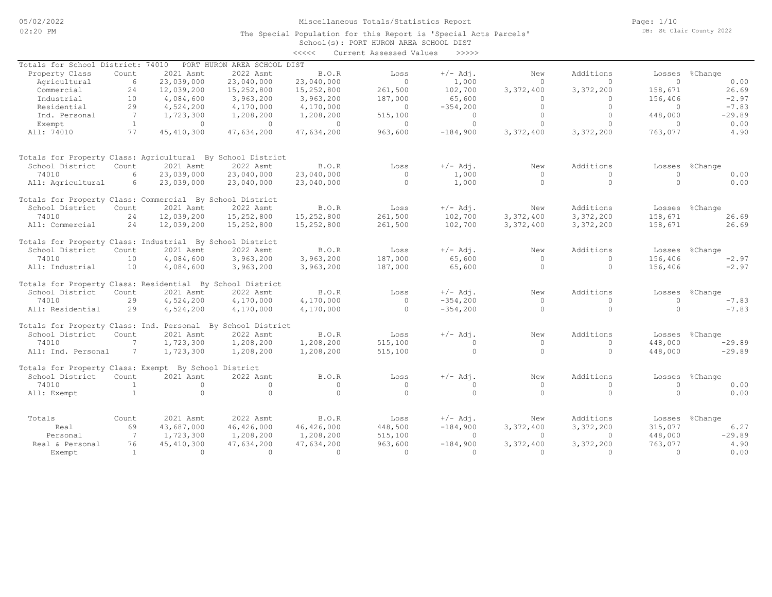Miscellaneous Totals/Statistics Report

The Special Population for this Report is 'Special Acts Parcels'

School(s): PORT HURON AREA SCHOOL DIST

<<<<< Current Assessed Values >>>>>

Totals for School District: 74010 PORT HURON AREA SCHOOL DIST

| Property Class | Count | 2021 Asmt | 2022 Asmt | B.O.R | Loss | +/- Adj. | New | Additions | Losses | %Change |
|---|---|---|---|---|---|---|---|---|---|---|
| Agricultural | 6 | 23,039,000 | 23,040,000 | 23,040,000 | 0 | 1,000 | 0 | 0 | 0 | 0.00 |
| Commercial | 24 | 12,039,200 | 15,252,800 | 15,252,800 | 261,500 | 102,700 | 3,372,400 | 3,372,200 | 158,671 | 26.69 |
| Industrial | 10 | 4,084,600 | 3,963,200 | 3,963,200 | 187,000 | 65,600 | 0 | 0 | 156,406 | -2.97 |
| Residential | 29 | 4,524,200 | 4,170,000 | 4,170,000 | 0 | -354,200 | 0 | 0 | 0 | -7.83 |
| Ind. Personal | 7 | 1,723,300 | 1,208,200 | 1,208,200 | 515,100 | 0 | 0 | 0 | 448,000 | -29.89 |
| Exempt | 1 | 0 | 0 | 0 | 0 | 0 | 0 | 0 | 0 | 0.00 |
| All: 74010 | 77 | 45,410,300 | 47,634,200 | 47,634,200 | 963,600 | -184,900 | 3,372,400 | 3,372,200 | 763,077 | 4.90 |

Totals for Property Class: Agricultural By School District

| School District | Count | 2021 Asmt | 2022 Asmt | B.O.R | Loss | +/- Adj. | New | Additions | Losses | %Change |
|---|---|---|---|---|---|---|---|---|---|---|
| 74010 | 6 | 23,039,000 | 23,040,000 | 23,040,000 | 0 | 1,000 | 0 | 0 | 0 | 0.00 |
| All: Agricultural | 6 | 23,039,000 | 23,040,000 | 23,040,000 | 0 | 1,000 | 0 | 0 | 0 | 0.00 |

Totals for Property Class: Commercial By School District

| School District | Count | 2021 Asmt | 2022 Asmt | B.O.R | Loss | +/- Adj. | New | Additions | Losses | %Change |
|---|---|---|---|---|---|---|---|---|---|---|
| 74010 | 24 | 12,039,200 | 15,252,800 | 15,252,800 | 261,500 | 102,700 | 3,372,400 | 3,372,200 | 158,671 | 26.69 |
| All: Commercial | 24 | 12,039,200 | 15,252,800 | 15,252,800 | 261,500 | 102,700 | 3,372,400 | 3,372,200 | 158,671 | 26.69 |

Totals for Property Class: Industrial By School District

| School District | Count | 2021 Asmt | 2022 Asmt | B.O.R | Loss | +/- Adj. | New | Additions | Losses | %Change |
|---|---|---|---|---|---|---|---|---|---|---|
| 74010 | 10 | 4,084,600 | 3,963,200 | 3,963,200 | 187,000 | 65,600 | 0 | 0 | 156,406 | -2.97 |
| All: Industrial | 10 | 4,084,600 | 3,963,200 | 3,963,200 | 187,000 | 65,600 | 0 | 0 | 156,406 | -2.97 |

Totals for Property Class: Residential By School District

| School District | Count | 2021 Asmt | 2022 Asmt | B.O.R | Loss | +/- Adj. | New | Additions | Losses | %Change |
|---|---|---|---|---|---|---|---|---|---|---|
| 74010 | 29 | 4,524,200 | 4,170,000 | 4,170,000 | 0 | -354,200 | 0 | 0 | 0 | -7.83 |
| All: Residential | 29 | 4,524,200 | 4,170,000 | 4,170,000 | 0 | -354,200 | 0 | 0 | 0 | -7.83 |

Totals for Property Class: Ind. Personal By School District

| School District | Count | 2021 Asmt | 2022 Asmt | B.O.R | Loss | +/- Adj. | New | Additions | Losses | %Change |
|---|---|---|---|---|---|---|---|---|---|---|
| 74010 | 7 | 1,723,300 | 1,208,200 | 1,208,200 | 515,100 | 0 | 0 | 0 | 448,000 | -29.89 |
| All: Ind. Personal | 7 | 1,723,300 | 1,208,200 | 1,208,200 | 515,100 | 0 | 0 | 0 | 448,000 | -29.89 |

Totals for Property Class: Exempt By School District

| School District | Count | 2021 Asmt | 2022 Asmt | B.O.R | Loss | +/- Adj. | New | Additions | Losses | %Change |
|---|---|---|---|---|---|---|---|---|---|---|
| 74010 | 1 | 0 | 0 | 0 | 0 | 0 | 0 | 0 | 0 | 0.00 |
| All: Exempt | 1 | 0 | 0 | 0 | 0 | 0 | 0 | 0 | 0 | 0.00 |

| Totals | Count | 2021 Asmt | 2022 Asmt | B.O.R | Loss | +/- Adj. | New | Additions | Losses | %Change |
|---|---|---|---|---|---|---|---|---|---|---|
| Real | 69 | 43,687,000 | 46,426,000 | 46,426,000 | 448,500 | -184,900 | 3,372,400 | 3,372,200 | 315,077 | 6.27 |
| Personal | 7 | 1,723,300 | 1,208,200 | 1,208,200 | 515,100 | 0 | 0 | 0 | 448,000 | -29.89 |
| Real & Personal | 76 | 45,410,300 | 47,634,200 | 47,634,200 | 963,600 | -184,900 | 3,372,400 | 3,372,200 | 763,077 | 4.90 |
| Exempt | 1 | 0 | 0 | 0 | 0 | 0 | 0 | 0 | 0 | 0.00 |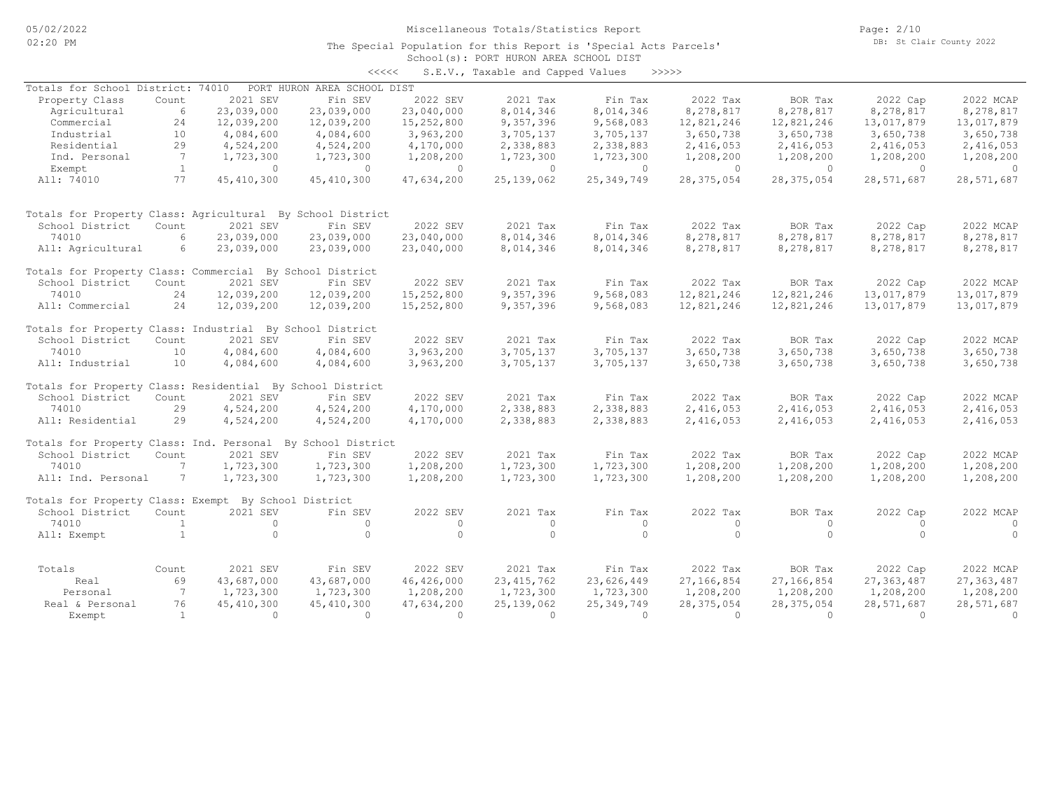Miscellaneous Totals/Statistics Report

The Special Population for this Report is 'Special Acts Parcels'

School(s): PORT HURON AREA SCHOOL DIST

<<<<< S.E.V., Taxable and Capped Values >>>>>

Totals for School District: 74010 PORT HURON AREA SCHOOL DIST

| Property Class | Count | 2021 SEV | Fin SEV | 2022 SEV | 2021 Tax | Fin Tax | 2022 Tax | BOR Tax | 2022 Cap | 2022 MCAP |
|---|---|---|---|---|---|---|---|---|---|---|
| Agricultural | 6 | 23,039,000 | 23,039,000 | 23,040,000 | 8,014,346 | 8,014,346 | 8,278,817 | 8,278,817 | 8,278,817 | 8,278,817 |
| Commercial | 24 | 12,039,200 | 12,039,200 | 15,252,800 | 9,357,396 | 9,568,083 | 12,821,246 | 12,821,246 | 13,017,879 | 13,017,879 |
| Industrial | 10 | 4,084,600 | 4,084,600 | 3,963,200 | 3,705,137 | 3,705,137 | 3,650,738 | 3,650,738 | 3,650,738 | 3,650,738 |
| Residential | 29 | 4,524,200 | 4,524,200 | 4,170,000 | 2,338,883 | 2,338,883 | 2,416,053 | 2,416,053 | 2,416,053 | 2,416,053 |
| Ind. Personal | 7 | 1,723,300 | 1,723,300 | 1,208,200 | 1,723,300 | 1,723,300 | 1,208,200 | 1,208,200 | 1,208,200 | 1,208,200 |
| Exempt | 1 | 0 | 0 | 0 | 0 | 0 | 0 | 0 | 0 | 0 |
| All: 74010 | 77 | 45,410,300 | 45,410,300 | 47,634,200 | 25,139,062 | 25,349,749 | 28,375,054 | 28,375,054 | 28,571,687 | 28,571,687 |

Totals for Property Class: Agricultural By School District

| School District | Count | 2021 SEV | Fin SEV | 2022 SEV | 2021 Tax | Fin Tax | 2022 Tax | BOR Tax | 2022 Cap | 2022 MCAP |
|---|---|---|---|---|---|---|---|---|---|---|
| 74010 | 6 | 23,039,000 | 23,039,000 | 23,040,000 | 8,014,346 | 8,014,346 | 8,278,817 | 8,278,817 | 8,278,817 | 8,278,817 |
| All: Agricultural | 6 | 23,039,000 | 23,039,000 | 23,040,000 | 8,014,346 | 8,014,346 | 8,278,817 | 8,278,817 | 8,278,817 | 8,278,817 |

Totals for Property Class: Commercial By School District

| School District | Count | 2021 SEV | Fin SEV | 2022 SEV | 2021 Tax | Fin Tax | 2022 Tax | BOR Tax | 2022 Cap | 2022 MCAP |
|---|---|---|---|---|---|---|---|---|---|---|
| 74010 | 24 | 12,039,200 | 12,039,200 | 15,252,800 | 9,357,396 | 9,568,083 | 12,821,246 | 12,821,246 | 13,017,879 | 13,017,879 |
| All: Commercial | 24 | 12,039,200 | 12,039,200 | 15,252,800 | 9,357,396 | 9,568,083 | 12,821,246 | 12,821,246 | 13,017,879 | 13,017,879 |

Totals for Property Class: Industrial By School District

| School District | Count | 2021 SEV | Fin SEV | 2022 SEV | 2021 Tax | Fin Tax | 2022 Tax | BOR Tax | 2022 Cap | 2022 MCAP |
|---|---|---|---|---|---|---|---|---|---|---|
| 74010 | 10 | 4,084,600 | 4,084,600 | 3,963,200 | 3,705,137 | 3,705,137 | 3,650,738 | 3,650,738 | 3,650,738 | 3,650,738 |
| All: Industrial | 10 | 4,084,600 | 4,084,600 | 3,963,200 | 3,705,137 | 3,705,137 | 3,650,738 | 3,650,738 | 3,650,738 | 3,650,738 |

Totals for Property Class: Residential By School District

| School District | Count | 2021 SEV | Fin SEV | 2022 SEV | 2021 Tax | Fin Tax | 2022 Tax | BOR Tax | 2022 Cap | 2022 MCAP |
|---|---|---|---|---|---|---|---|---|---|---|
| 74010 | 29 | 4,524,200 | 4,524,200 | 4,170,000 | 2,338,883 | 2,338,883 | 2,416,053 | 2,416,053 | 2,416,053 | 2,416,053 |
| All: Residential | 29 | 4,524,200 | 4,524,200 | 4,170,000 | 2,338,883 | 2,338,883 | 2,416,053 | 2,416,053 | 2,416,053 | 2,416,053 |

Totals for Property Class: Ind. Personal By School District

| School District | Count | 2021 SEV | Fin SEV | 2022 SEV | 2021 Tax | Fin Tax | 2022 Tax | BOR Tax | 2022 Cap | 2022 MCAP |
|---|---|---|---|---|---|---|---|---|---|---|
| 74010 | 7 | 1,723,300 | 1,723,300 | 1,208,200 | 1,723,300 | 1,723,300 | 1,208,200 | 1,208,200 | 1,208,200 | 1,208,200 |
| All: Ind. Personal | 7 | 1,723,300 | 1,723,300 | 1,208,200 | 1,723,300 | 1,723,300 | 1,208,200 | 1,208,200 | 1,208,200 | 1,208,200 |

Totals for Property Class: Exempt By School District

| School District | Count | 2021 SEV | Fin SEV | 2022 SEV | 2021 Tax | Fin Tax | 2022 Tax | BOR Tax | 2022 Cap | 2022 MCAP |
|---|---|---|---|---|---|---|---|---|---|---|
| 74010 | 1 | 0 | 0 | 0 | 0 | 0 | 0 | 0 | 0 | 0 |
| All: Exempt | 1 | 0 | 0 | 0 | 0 | 0 | 0 | 0 | 0 | 0 |

| Totals | Count | 2021 SEV | Fin SEV | 2022 SEV | 2021 Tax | Fin Tax | 2022 Tax | BOR Tax | 2022 Cap | 2022 MCAP |
|---|---|---|---|---|---|---|---|---|---|---|
| Real | 69 | 43,687,000 | 43,687,000 | 46,426,000 | 23,415,762 | 23,626,449 | 27,166,854 | 27,166,854 | 27,363,487 | 27,363,487 |
| Personal | 7 | 1,723,300 | 1,723,300 | 1,208,200 | 1,723,300 | 1,723,300 | 1,208,200 | 1,208,200 | 1,208,200 | 1,208,200 |
| Real & Personal | 76 | 45,410,300 | 45,410,300 | 47,634,200 | 25,139,062 | 25,349,749 | 28,375,054 | 28,375,054 | 28,571,687 | 28,571,687 |
| Exempt | 1 | 0 | 0 | 0 | 0 | 0 | 0 | 0 | 0 | 0 |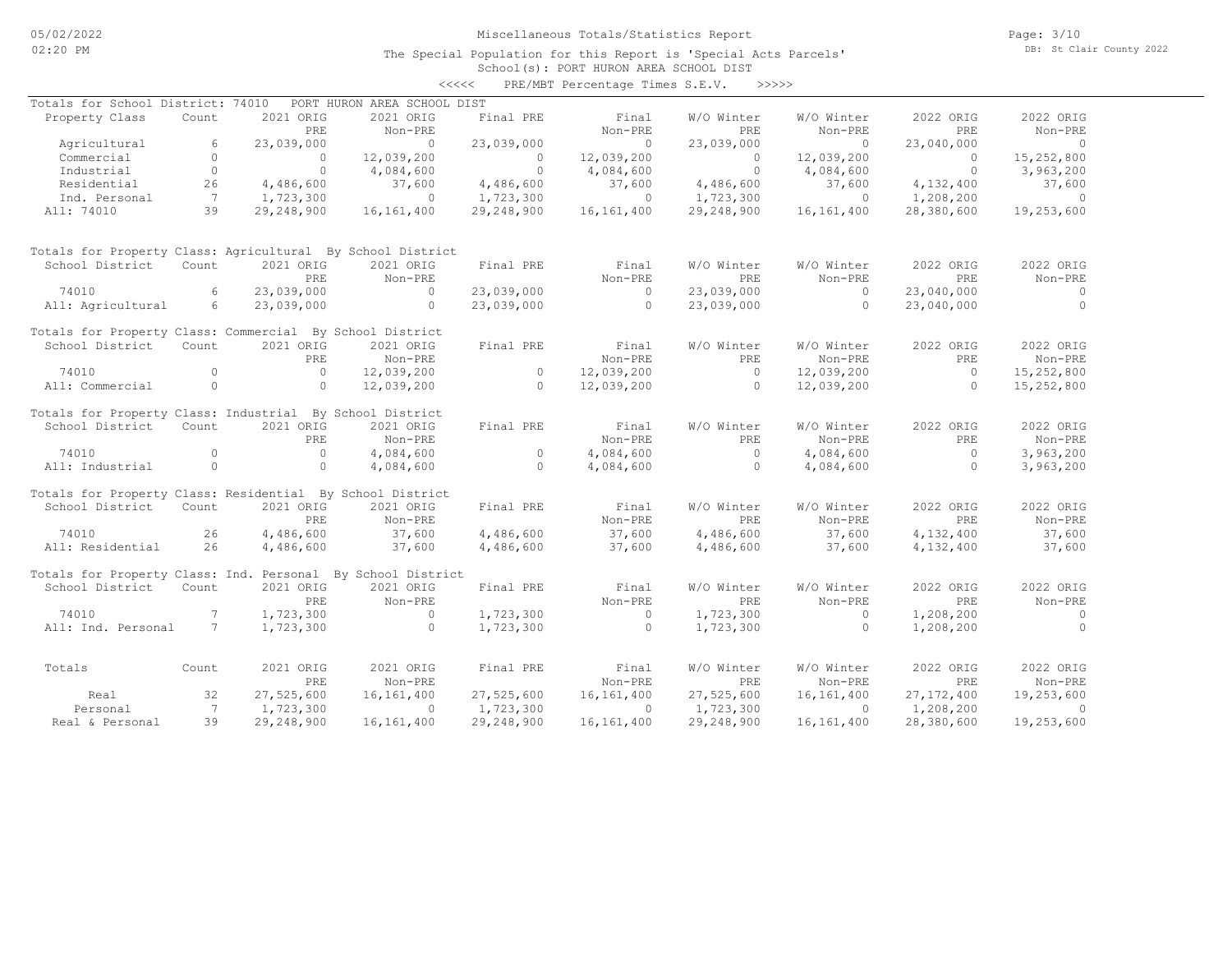# Miscellaneous Totals/Statistics Report

The Special Population for this Report is 'Special Acts Parcels'

School(s): PORT HURON AREA SCHOOL DIST

<<<<< PRE/MBT Percentage Times S.E.V. >>>>>

## Totals for School District: 74010 PORT HURON AREA SCHOOL DIST

| Property Class | Count | 2021 ORIG PRE | 2021 ORIG Non-PRE | Final PRE | Final Non-PRE | W/O Winter PRE | W/O Winter Non-PRE | 2022 ORIG PRE | 2022 ORIG Non-PRE |
|---|---|---|---|---|---|---|---|---|---|
| Agricultural | 6 | 23,039,000 | 0 | 23,039,000 | 0 | 23,039,000 | 0 | 23,040,000 | 0 |
| Commercial | 0 | 0 | 12,039,200 | 0 | 12,039,200 | 0 | 12,039,200 | 0 | 15,252,800 |
| Industrial | 0 | 0 | 4,084,600 | 0 | 4,084,600 | 0 | 4,084,600 | 0 | 3,963,200 |
| Residential | 26 | 4,486,600 | 37,600 | 4,486,600 | 37,600 | 4,486,600 | 37,600 | 4,132,400 | 37,600 |
| Ind. Personal | 7 | 1,723,300 | 0 | 1,723,300 | 0 | 1,723,300 | 0 | 1,208,200 | 0 |
| All: 74010 | 39 | 29,248,900 | 16,161,400 | 29,248,900 | 16,161,400 | 29,248,900 | 16,161,400 | 28,380,600 | 19,253,600 |

## Totals for Property Class: Agricultural By School District

| School District | Count | 2021 ORIG PRE | 2021 ORIG Non-PRE | Final PRE | Final Non-PRE | W/O Winter PRE | W/O Winter Non-PRE | 2022 ORIG PRE | 2022 ORIG Non-PRE |
|---|---|---|---|---|---|---|---|---|---|
| 74010 | 6 | 23,039,000 | 0 | 23,039,000 | 0 | 23,039,000 | 0 | 23,040,000 | 0 |
| All: Agricultural | 6 | 23,039,000 | 0 | 23,039,000 | 0 | 23,039,000 | 0 | 23,040,000 | 0 |

## Totals for Property Class: Commercial By School District

| School District | Count | 2021 ORIG PRE | 2021 ORIG Non-PRE | Final PRE | Final Non-PRE | W/O Winter PRE | W/O Winter Non-PRE | 2022 ORIG PRE | 2022 ORIG Non-PRE |
|---|---|---|---|---|---|---|---|---|---|
| 74010 | 0 | 0 | 12,039,200 | 0 | 12,039,200 | 0 | 12,039,200 | 0 | 15,252,800 |
| All: Commercial | 0 | 0 | 12,039,200 | 0 | 12,039,200 | 0 | 12,039,200 | 0 | 15,252,800 |

## Totals for Property Class: Industrial By School District

| School District | Count | 2021 ORIG PRE | 2021 ORIG Non-PRE | Final PRE | Final Non-PRE | W/O Winter PRE | W/O Winter Non-PRE | 2022 ORIG PRE | 2022 ORIG Non-PRE |
|---|---|---|---|---|---|---|---|---|---|
| 74010 | 0 | 0 | 4,084,600 | 0 | 4,084,600 | 0 | 4,084,600 | 0 | 3,963,200 |
| All: Industrial | 0 | 0 | 4,084,600 | 0 | 4,084,600 | 0 | 4,084,600 | 0 | 3,963,200 |

## Totals for Property Class: Residential By School District

| School District | Count | 2021 ORIG PRE | 2021 ORIG Non-PRE | Final PRE | Final Non-PRE | W/O Winter PRE | W/O Winter Non-PRE | 2022 ORIG PRE | 2022 ORIG Non-PRE |
|---|---|---|---|---|---|---|---|---|---|
| 74010 | 26 | 4,486,600 | 37,600 | 4,486,600 | 37,600 | 4,486,600 | 37,600 | 4,132,400 | 37,600 |
| All: Residential | 26 | 4,486,600 | 37,600 | 4,486,600 | 37,600 | 4,486,600 | 37,600 | 4,132,400 | 37,600 |

## Totals for Property Class: Ind. Personal By School District

| School District | Count | 2021 ORIG PRE | 2021 ORIG Non-PRE | Final PRE | Final Non-PRE | W/O Winter PRE | W/O Winter Non-PRE | 2022 ORIG PRE | 2022 ORIG Non-PRE |
|---|---|---|---|---|---|---|---|---|---|
| 74010 | 7 | 1,723,300 | 0 | 1,723,300 | 0 | 1,723,300 | 0 | 1,208,200 | 0 |
| All: Ind. Personal | 7 | 1,723,300 | 0 | 1,723,300 | 0 | 1,723,300 | 0 | 1,208,200 | 0 |

## Totals

| Totals | Count | 2021 ORIG PRE | 2021 ORIG Non-PRE | Final PRE | Final Non-PRE | W/O Winter PRE | W/O Winter Non-PRE | 2022 ORIG PRE | 2022 ORIG Non-PRE |
|---|---|---|---|---|---|---|---|---|---|
| Real | 32 | 27,525,600 | 16,161,400 | 27,525,600 | 16,161,400 | 27,525,600 | 16,161,400 | 27,172,400 | 19,253,600 |
| Personal | 7 | 1,723,300 | 0 | 1,723,300 | 0 | 1,723,300 | 0 | 1,208,200 | 0 |
| Real & Personal | 39 | 29,248,900 | 16,161,400 | 29,248,900 | 16,161,400 | 29,248,900 | 16,161,400 | 28,380,600 | 19,253,600 |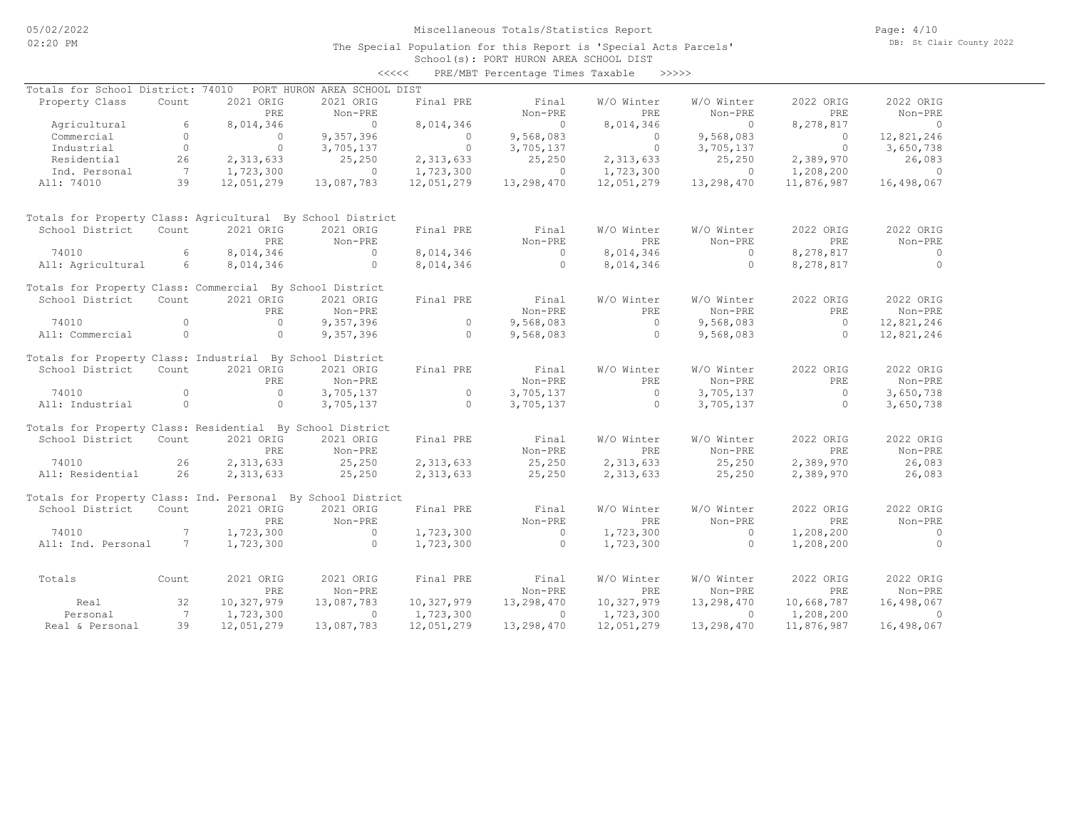# Miscellaneous Totals/Statistics Report

The Special Population for this Report is 'Special Acts Parcels'

School(s): PORT HURON AREA SCHOOL DIST

<<<<< PRE/MBT Percentage Times Taxable >>>>>

## Totals for School District: 74010 PORT HURON AREA SCHOOL DIST

| Property Class | Count | 2021 ORIG PRE | 2021 ORIG Non-PRE | Final PRE | Final Non-PRE | W/O Winter PRE | W/O Winter Non-PRE | 2022 ORIG PRE | 2022 ORIG Non-PRE |
|---|---|---|---|---|---|---|---|---|---|
| Agricultural | 6 | 8,014,346 | 0 | 8,014,346 | 0 | 8,014,346 | 0 | 8,278,817 | 0 |
| Commercial | 0 | 0 | 9,357,396 | 0 | 9,568,083 | 0 | 9,568,083 | 0 | 12,821,246 |
| Industrial | 0 | 0 | 3,705,137 | 0 | 3,705,137 | 0 | 3,705,137 | 0 | 3,650,738 |
| Residential | 26 | 2,313,633 | 25,250 | 2,313,633 | 25,250 | 2,313,633 | 25,250 | 2,389,970 | 26,083 |
| Ind. Personal | 7 | 1,723,300 | 0 | 1,723,300 | 0 | 1,723,300 | 0 | 1,208,200 | 0 |
| All: 74010 | 39 | 12,051,279 | 13,087,783 | 12,051,279 | 13,298,470 | 12,051,279 | 13,298,470 | 11,876,987 | 16,498,067 |

## Totals for Property Class: Agricultural By School District

| School District | Count | 2021 ORIG PRE | 2021 ORIG Non-PRE | Final PRE | Final Non-PRE | W/O Winter PRE | W/O Winter Non-PRE | 2022 ORIG PRE | 2022 ORIG Non-PRE |
|---|---|---|---|---|---|---|---|---|---|
| 74010 | 6 | 8,014,346 | 0 | 8,014,346 | 0 | 8,014,346 | 0 | 8,278,817 | 0 |
| All: Agricultural | 6 | 8,014,346 | 0 | 8,014,346 | 0 | 8,014,346 | 0 | 8,278,817 | 0 |

## Totals for Property Class: Commercial By School District

| School District | Count | 2021 ORIG PRE | 2021 ORIG Non-PRE | Final PRE | Final Non-PRE | W/O Winter PRE | W/O Winter Non-PRE | 2022 ORIG PRE | 2022 ORIG Non-PRE |
|---|---|---|---|---|---|---|---|---|---|
| 74010 | 0 | 0 | 9,357,396 | 0 | 9,568,083 | 0 | 9,568,083 | 0 | 12,821,246 |
| All: Commercial | 0 | 0 | 9,357,396 | 0 | 9,568,083 | 0 | 9,568,083 | 0 | 12,821,246 |

## Totals for Property Class: Industrial By School District

| School District | Count | 2021 ORIG PRE | 2021 ORIG Non-PRE | Final PRE | Final Non-PRE | W/O Winter PRE | W/O Winter Non-PRE | 2022 ORIG PRE | 2022 ORIG Non-PRE |
|---|---|---|---|---|---|---|---|---|---|
| 74010 | 0 | 0 | 3,705,137 | 0 | 3,705,137 | 0 | 3,705,137 | 0 | 3,650,738 |
| All: Industrial | 0 | 0 | 3,705,137 | 0 | 3,705,137 | 0 | 3,705,137 | 0 | 3,650,738 |

## Totals for Property Class: Residential By School District

| School District | Count | 2021 ORIG PRE | 2021 ORIG Non-PRE | Final PRE | Final Non-PRE | W/O Winter PRE | W/O Winter Non-PRE | 2022 ORIG PRE | 2022 ORIG Non-PRE |
|---|---|---|---|---|---|---|---|---|---|
| 74010 | 26 | 2,313,633 | 25,250 | 2,313,633 | 25,250 | 2,313,633 | 25,250 | 2,389,970 | 26,083 |
| All: Residential | 26 | 2,313,633 | 25,250 | 2,313,633 | 25,250 | 2,313,633 | 25,250 | 2,389,970 | 26,083 |

## Totals for Property Class: Ind. Personal By School District

| School District | Count | 2021 ORIG PRE | 2021 ORIG Non-PRE | Final PRE | Final Non-PRE | W/O Winter PRE | W/O Winter Non-PRE | 2022 ORIG PRE | 2022 ORIG Non-PRE |
|---|---|---|---|---|---|---|---|---|---|
| 74010 | 7 | 1,723,300 | 0 | 1,723,300 | 0 | 1,723,300 | 0 | 1,208,200 | 0 |
| All: Ind. Personal | 7 | 1,723,300 | 0 | 1,723,300 | 0 | 1,723,300 | 0 | 1,208,200 | 0 |

## Totals

| Totals | Count | 2021 ORIG PRE | 2021 ORIG Non-PRE | Final PRE | Final Non-PRE | W/O Winter PRE | W/O Winter Non-PRE | 2022 ORIG PRE | 2022 ORIG Non-PRE |
|---|---|---|---|---|---|---|---|---|---|
| Real | 32 | 10,327,979 | 13,087,783 | 10,327,979 | 13,298,470 | 10,327,979 | 13,298,470 | 10,668,787 | 16,498,067 |
| Personal | 7 | 1,723,300 | 0 | 1,723,300 | 0 | 1,723,300 | 0 | 1,208,200 | 0 |
| Real & Personal | 39 | 12,051,279 | 13,087,783 | 12,051,279 | 13,298,470 | 12,051,279 | 13,298,470 | 11,876,987 | 16,498,067 |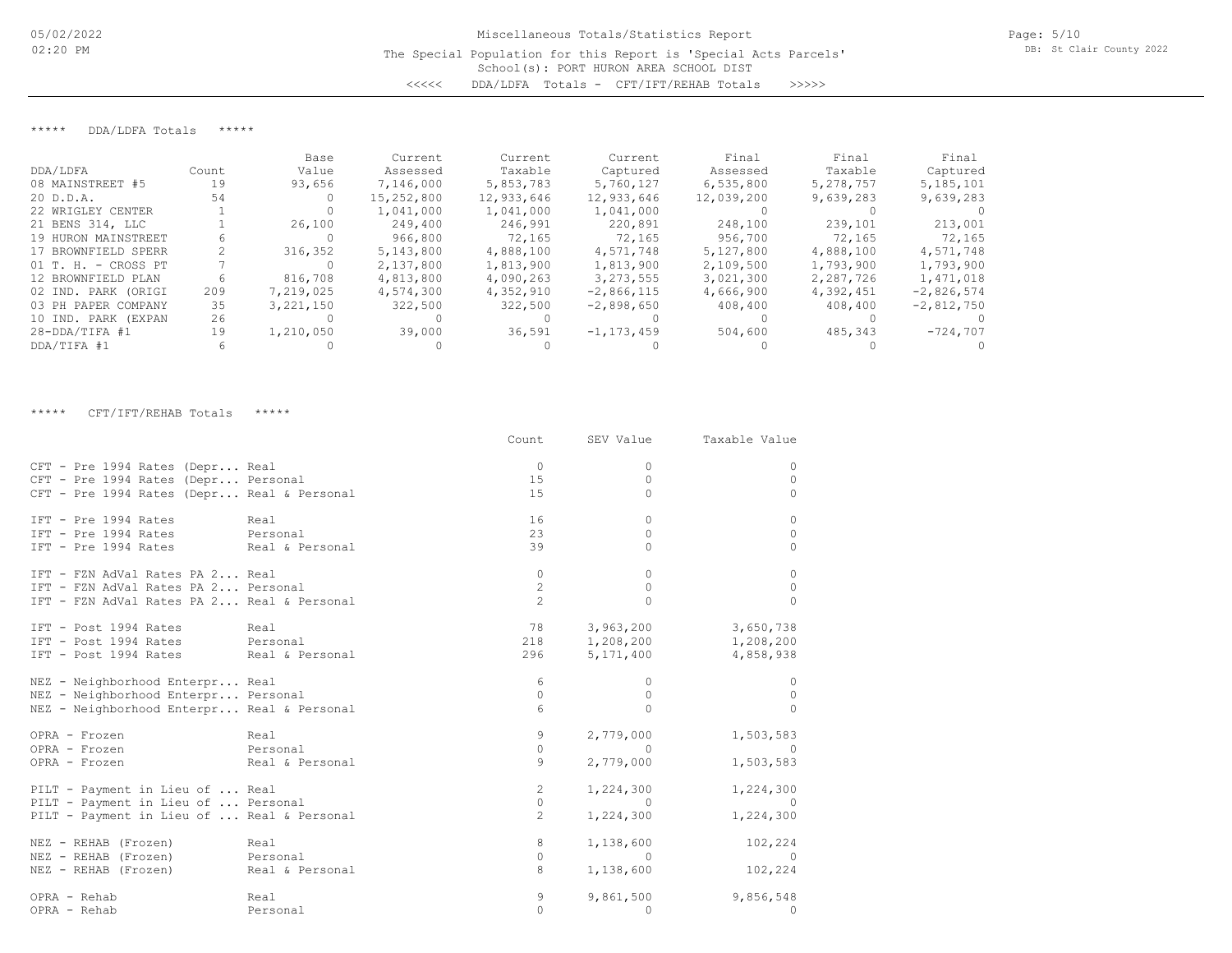# Miscellaneous Totals/Statistics Report

The Special Population for this Report is 'Special Acts Parcels'
School(s): PORT HURON AREA SCHOOL DIST

<<<<< DDA/LDFA Totals - CFT/IFT/REHAB Totals >>>>>

## ***** DDA/LDFA Totals *****

| DDA/LDFA | Count | Base Value | Current Assessed | Current Taxable | Current Captured | Final Assessed | Final Taxable | Final Captured |
|---|---|---|---|---|---|---|---|---|
| 08 MAINSTREET #5 | 19 | 93,656 | 7,146,000 | 5,853,783 | 5,760,127 | 6,535,800 | 5,278,757 | 5,185,101 |
| 20 D.D.A. | 54 | 0 | 15,252,800 | 12,933,646 | 12,933,646 | 12,039,200 | 9,639,283 | 9,639,283 |
| 22 WRIGLEY CENTER | 1 | 0 | 1,041,000 | 1,041,000 | 1,041,000 | 0 | 0 | 0 |
| 21 BENS 314, LLC | 1 | 26,100 | 249,400 | 246,991 | 220,891 | 248,100 | 239,101 | 213,001 |
| 19 HURON MAINSTREET | 6 | 0 | 966,800 | 72,165 | 72,165 | 956,700 | 72,165 | 72,165 |
| 17 BROWNFIELD SPERR | 2 | 316,352 | 5,143,800 | 4,888,100 | 4,571,748 | 5,127,800 | 4,888,100 | 4,571,748 |
| 01 T. H. - CROSS PT | 7 | 0 | 2,137,800 | 1,813,900 | 1,813,900 | 2,109,500 | 1,793,900 | 1,793,900 |
| 12 BROWNFIELD PLAN | 6 | 816,708 | 4,813,800 | 4,090,263 | 3,273,555 | 3,021,300 | 2,287,726 | 1,471,018 |
| 02 IND. PARK (ORIGI | 209 | 7,219,025 | 4,574,300 | 4,352,910 | -2,866,115 | 4,666,900 | 4,392,451 | -2,826,574 |
| 03 PH PAPER COMPANY | 35 | 3,221,150 | 322,500 | 322,500 | -2,898,650 | 408,400 | 408,400 | -2,812,750 |
| 10 IND. PARK (EXPAN | 26 | 0 | 0 | 0 | 0 | 0 | 0 | 0 |
| 28-DDA/TIFA #1 | 19 | 1,210,050 | 39,000 | 36,591 | -1,173,459 | 504,600 | 485,343 | -724,707 |
| DDA/TIFA #1 | 6 | 0 | 0 | 0 | 0 | 0 | 0 | 0 |

## ***** CFT/IFT/REHAB Totals *****

| | | Count | SEV Value | Taxable Value |
|---|---|---|---|---|
| CFT - Pre 1994 Rates (Depr... | Real | 0 | 0 | 0 |
| CFT - Pre 1994 Rates (Depr... | Personal | 15 | 0 | 0 |
| CFT - Pre 1994 Rates (Depr... | Real & Personal | 15 | 0 | 0 |
| IFT - Pre 1994 Rates | Real | 16 | 0 | 0 |
| IFT - Pre 1994 Rates | Personal | 23 | 0 | 0 |
| IFT - Pre 1994 Rates | Real & Personal | 39 | 0 | 0 |
| IFT - FZN AdVal Rates PA 2... | Real | 0 | 0 | 0 |
| IFT - FZN AdVal Rates PA 2... | Personal | 2 | 0 | 0 |
| IFT - FZN AdVal Rates PA 2... | Real & Personal | 2 | 0 | 0 |
| IFT - Post 1994 Rates | Real | 78 | 3,963,200 | 3,650,738 |
| IFT - Post 1994 Rates | Personal | 218 | 1,208,200 | 1,208,200 |
| IFT - Post 1994 Rates | Real & Personal | 296 | 5,171,400 | 4,858,938 |
| NEZ - Neighborhood Enterpr... | Real | 6 | 0 | 0 |
| NEZ - Neighborhood Enterpr... | Personal | 0 | 0 | 0 |
| NEZ - Neighborhood Enterpr... | Real & Personal | 6 | 0 | 0 |
| OPRA - Frozen | Real | 9 | 2,779,000 | 1,503,583 |
| OPRA - Frozen | Personal | 0 | 0 | 0 |
| OPRA - Frozen | Real & Personal | 9 | 2,779,000 | 1,503,583 |
| PILT - Payment in Lieu of ... | Real | 2 | 1,224,300 | 1,224,300 |
| PILT - Payment in Lieu of ... | Personal | 0 | 0 | 0 |
| PILT - Payment in Lieu of ... | Real & Personal | 2 | 1,224,300 | 1,224,300 |
| NEZ - REHAB (Frozen) | Real | 8 | 1,138,600 | 102,224 |
| NEZ - REHAB (Frozen) | Personal | 0 | 0 | 0 |
| NEZ - REHAB (Frozen) | Real & Personal | 8 | 1,138,600 | 102,224 |
| OPRA - Rehab | Real | 9 | 9,861,500 | 9,856,548 |
| OPRA - Rehab | Personal | 0 | 0 | 0 |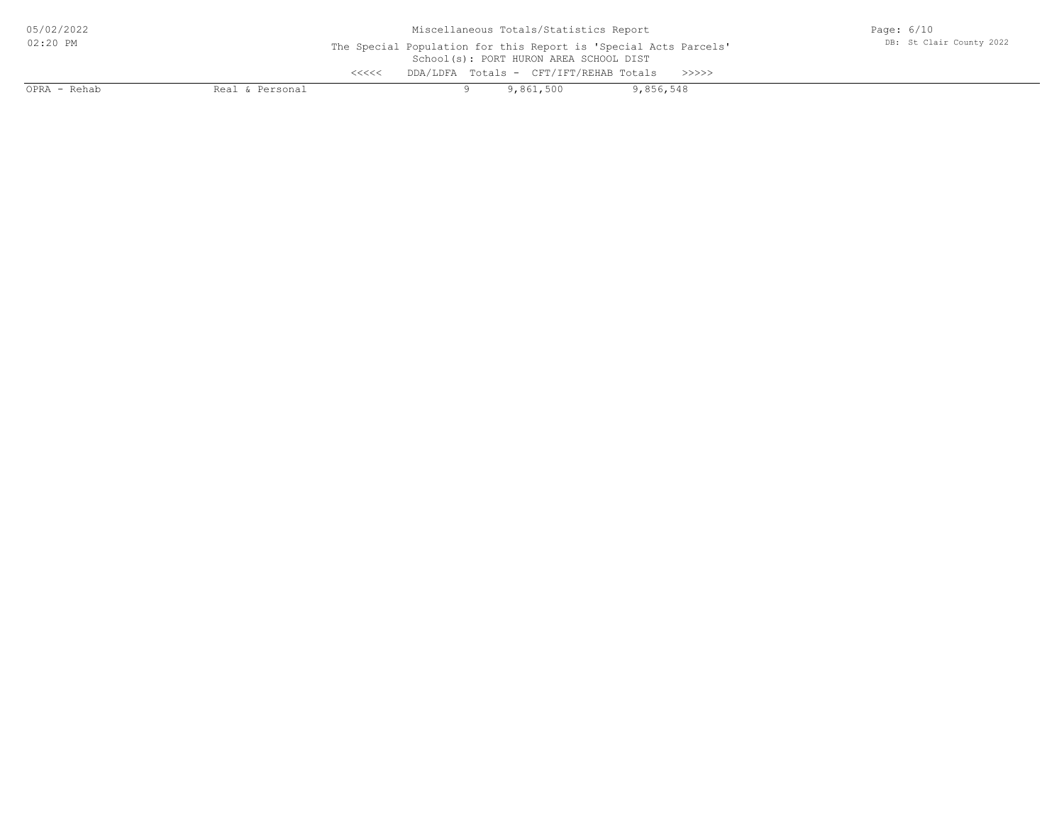Miscellaneous Totals/Statistics Report

The Special Population for this Report is 'Special Acts Parcels'

School(s): PORT HURON AREA SCHOOL DIST

<<<<< DDA/LDFA Totals - CFT/IFT/REHAB Totals >>>>>

| | | | | |
|---|---|---|---|---|
| OPRA - Rehab | Real & Personal | 9 | 9,861,500 | 9,856,548 |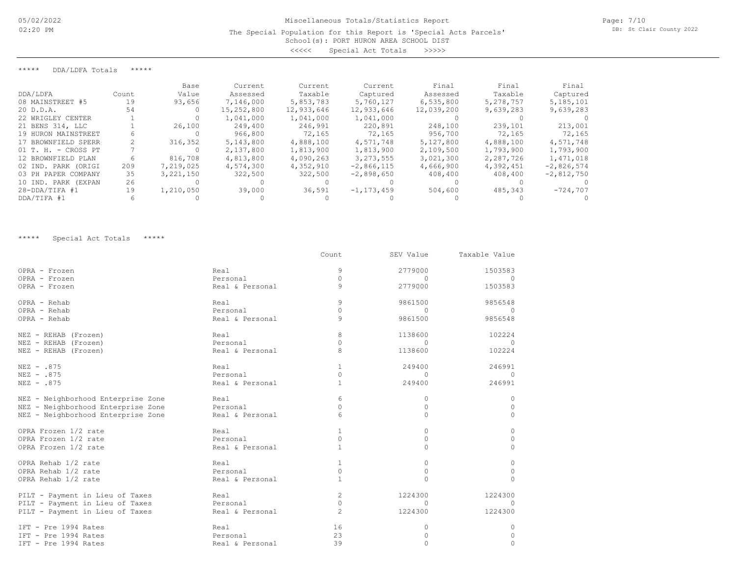Miscellaneous Totals/Statistics Report

The Special Population for this Report is 'Special Acts Parcels'

School(s): PORT HURON AREA SCHOOL DIST

<<<<< Special Act Totals >>>>>

***** DDA/LDFA Totals *****

| DDA/LDFA | Count | Base Value | Current Assessed | Current Taxable | Current Captured | Final Assessed | Final Taxable | Final Captured |
|---|---|---|---|---|---|---|---|---|
| 08 MAINSTREET #5 | 19 | 93,656 | 7,146,000 | 5,853,783 | 5,760,127 | 6,535,800 | 5,278,757 | 5,185,101 |
| 20 D.D.A. | 54 | 0 | 15,252,800 | 12,933,646 | 12,933,646 | 12,039,200 | 9,639,283 | 9,639,283 |
| 22 WRIGLEY CENTER | 1 | 0 | 1,041,000 | 1,041,000 | 1,041,000 | 0 | 0 | 0 |
| 21 BENS 314, LLC | 1 | 26,100 | 249,400 | 246,991 | 220,891 | 248,100 | 239,101 | 213,001 |
| 19 HURON MAINSTREET | 6 | 0 | 966,800 | 72,165 | 72,165 | 956,700 | 72,165 | 72,165 |
| 17 BROWNFIELD SPERR | 2 | 316,352 | 5,143,800 | 4,888,100 | 4,571,748 | 5,127,800 | 4,888,100 | 4,571,748 |
| 01 T. H. - CROSS PT | 7 | 0 | 2,137,800 | 1,813,900 | 1,813,900 | 2,109,500 | 1,793,900 | 1,793,900 |
| 12 BROWNFIELD PLAN | 6 | 816,708 | 4,813,800 | 4,090,263 | 3,273,555 | 3,021,300 | 2,287,726 | 1,471,018 |
| 02 IND. PARK (ORIGI | 209 | 7,219,025 | 4,574,300 | 4,352,910 | -2,866,115 | 4,666,900 | 4,392,451 | -2,826,574 |
| 03 PH PAPER COMPANY | 35 | 3,221,150 | 322,500 | 322,500 | -2,898,650 | 408,400 | 408,400 | -2,812,750 |
| 10 IND. PARK (EXPAN | 26 | 0 | 0 | 0 | 0 | 0 | 0 | 0 |
| 28-DDA/TIFA #1 | 19 | 1,210,050 | 39,000 | 36,591 | -1,173,459 | 504,600 | 485,343 | -724,707 |
| DDA/TIFA #1 | 6 | 0 | 0 | 0 | 0 | 0 | 0 | 0 |

***** Special Act Totals *****

| | | Count | SEV Value | Taxable Value |
|---|---|---|---|---|
| OPRA - Frozen | Real | 9 | 2779000 | 1503583 |
| OPRA - Frozen | Personal | 0 | 0 | 0 |
| OPRA - Frozen | Real & Personal | 9 | 2779000 | 1503583 |
| OPRA - Rehab | Real | 9 | 9861500 | 9856548 |
| OPRA - Rehab | Personal | 0 | 0 | 0 |
| OPRA - Rehab | Real & Personal | 9 | 9861500 | 9856548 |
| NEZ - REHAB (Frozen) | Real | 8 | 1138600 | 102224 |
| NEZ - REHAB (Frozen) | Personal | 0 | 0 | 0 |
| NEZ - REHAB (Frozen) | Real & Personal | 8 | 1138600 | 102224 |
| NEZ - .875 | Real | 1 | 249400 | 246991 |
| NEZ - .875 | Personal | 0 | 0 | 0 |
| NEZ - .875 | Real & Personal | 1 | 249400 | 246991 |
| NEZ - Neighborhood Enterprise Zone | Real | 6 | 0 | 0 |
| NEZ - Neighborhood Enterprise Zone | Personal | 0 | 0 | 0 |
| NEZ - Neighborhood Enterprise Zone | Real & Personal | 6 | 0 | 0 |
| OPRA Frozen 1/2 rate | Real | 1 | 0 | 0 |
| OPRA Frozen 1/2 rate | Personal | 0 | 0 | 0 |
| OPRA Frozen 1/2 rate | Real & Personal | 1 | 0 | 0 |
| OPRA Rehab 1/2 rate | Real | 1 | 0 | 0 |
| OPRA Rehab 1/2 rate | Personal | 0 | 0 | 0 |
| OPRA Rehab 1/2 rate | Real & Personal | 1 | 0 | 0 |
| PILT - Payment in Lieu of Taxes | Real | 2 | 1224300 | 1224300 |
| PILT - Payment in Lieu of Taxes | Personal | 0 | 0 | 0 |
| PILT - Payment in Lieu of Taxes | Real & Personal | 2 | 1224300 | 1224300 |
| IFT - Pre 1994 Rates | Real | 16 | 0 | 0 |
| IFT - Pre 1994 Rates | Personal | 23 | 0 | 0 |
| IFT - Pre 1994 Rates | Real & Personal | 39 | 0 | 0 |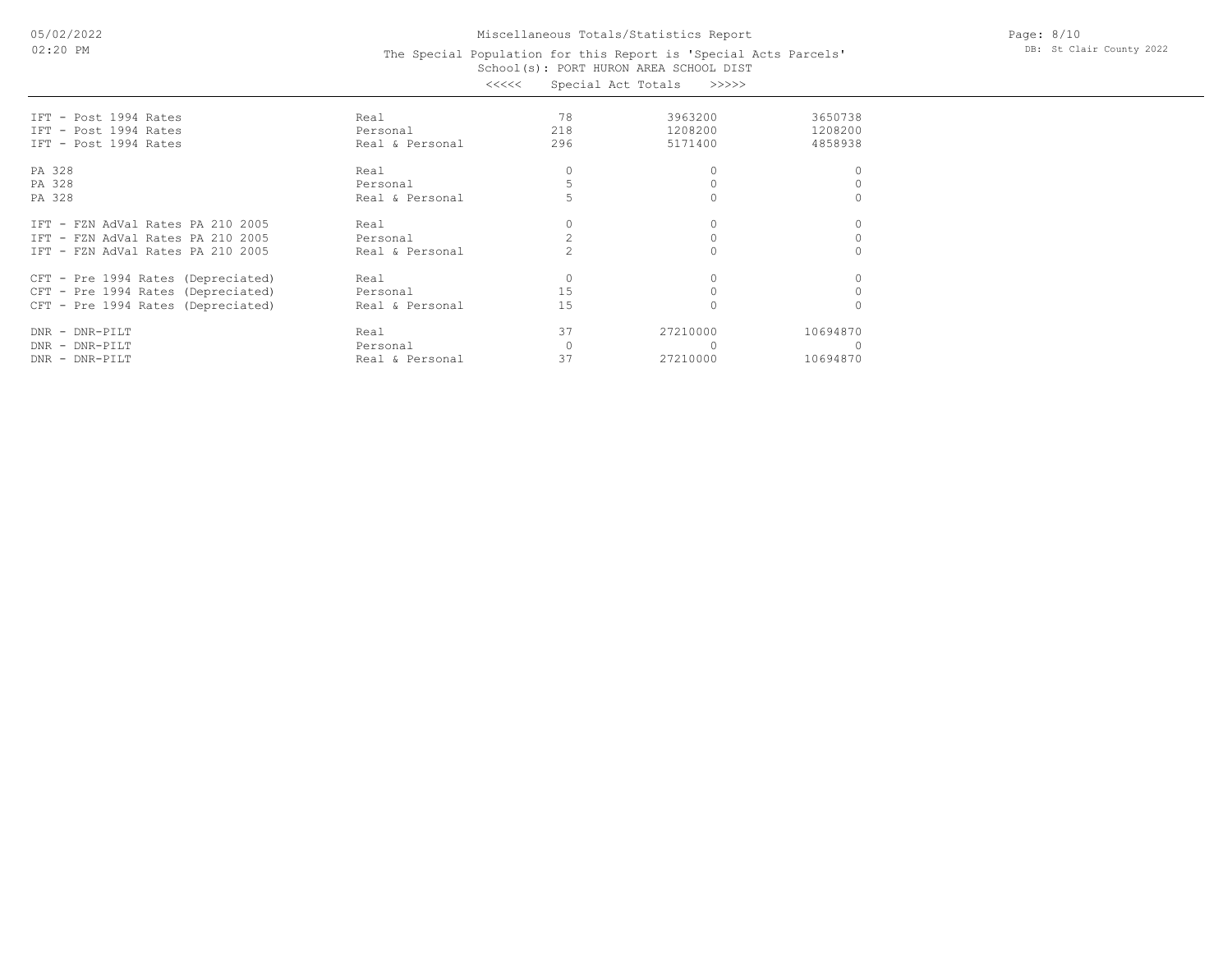Miscellaneous Totals/Statistics Report

The Special Population for this Report is 'Special Acts Parcels'

School(s): PORT HURON AREA SCHOOL DIST

<<<<< Special Act Totals >>>>>

| | | | | |
|---|---|---|---|---|
| IFT - Post 1994 Rates | Real | 78 | 3963200 | 3650738 |
| IFT - Post 1994 Rates | Personal | 218 | 1208200 | 1208200 |
| IFT - Post 1994 Rates | Real & Personal | 296 | 5171400 | 4858938 |
| PA 328 | Real | 0 | 0 | 0 |
| PA 328 | Personal | 5 | 0 | 0 |
| PA 328 | Real & Personal | 5 | 0 | 0 |
| IFT - FZN AdVal Rates PA 210 2005 | Real | 0 | 0 | 0 |
| IFT - FZN AdVal Rates PA 210 2005 | Personal | 2 | 0 | 0 |
| IFT - FZN AdVal Rates PA 210 2005 | Real & Personal | 2 | 0 | 0 |
| CFT - Pre 1994 Rates (Depreciated) | Real | 0 | 0 | 0 |
| CFT - Pre 1994 Rates (Depreciated) | Personal | 15 | 0 | 0 |
| CFT - Pre 1994 Rates (Depreciated) | Real & Personal | 15 | 0 | 0 |
| DNR - DNR-PILT | Real | 37 | 27210000 | 10694870 |
| DNR - DNR-PILT | Personal | 0 | 0 | 0 |
| DNR - DNR-PILT | Real & Personal | 37 | 27210000 | 10694870 |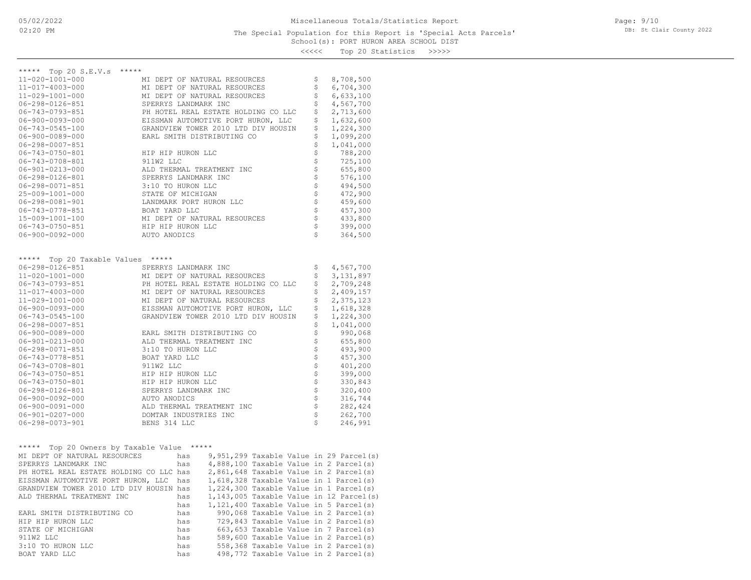Miscellaneous Totals/Statistics Report

The Special Population for this Report is 'Special Acts Parcels'

School(s): PORT HURON AREA SCHOOL DIST

<<<<< Top 20 Statistics >>>>>

***** Top 20 S.E.V.s *****

| Parcel | Owner | S.E.V. |
|---|---|---|
| 11-020-1001-000 | MI DEPT OF NATURAL RESOURCES | $ 8,708,500 |
| 11-017-4003-000 | MI DEPT OF NATURAL RESOURCES | $ 6,704,300 |
| 11-029-1001-000 | MI DEPT OF NATURAL RESOURCES | $ 6,633,100 |
| 06-298-0126-851 | SPERRYS LANDMARK INC | $ 4,567,700 |
| 06-743-0793-851 | PH HOTEL REAL ESTATE HOLDING CO LLC | $ 2,713,600 |
| 06-900-0093-000 | EISSMAN AUTOMOTIVE PORT HURON, LLC | $ 1,632,600 |
| 06-743-0545-100 | GRANDVIEW TOWER 2010 LTD DIV HOUSIN | $ 1,224,300 |
| 06-900-0089-000 | EARL SMITH DISTRIBUTING CO | $ 1,099,200 |
| 06-298-0007-851 | | $ 1,041,000 |
| 06-743-0750-801 | HIP HIP HURON LLC | $ 788,200 |
| 06-743-0708-801 | 911W2 LLC | $ 725,100 |
| 06-901-0213-000 | ALD THERMAL TREATMENT INC | $ 655,800 |
| 06-298-0126-801 | SPERRYS LANDMARK INC | $ 576,100 |
| 06-298-0071-851 | 3:10 TO HURON LLC | $ 494,500 |
| 25-009-1001-000 | STATE OF MICHIGAN | $ 472,900 |
| 06-298-0081-901 | LANDMARK PORT HURON LLC | $ 459,600 |
| 06-743-0778-851 | BOAT YARD LLC | $ 457,300 |
| 15-009-1001-100 | MI DEPT OF NATURAL RESOURCES | $ 433,800 |
| 06-743-0750-851 | HIP HIP HURON LLC | $ 399,000 |
| 06-900-0092-000 | AUTO ANODICS | $ 364,500 |

***** Top 20 Taxable Values *****

| Parcel | Owner | Taxable Value |
|---|---|---|
| 06-298-0126-851 | SPERRYS LANDMARK INC | $ 4,567,700 |
| 11-020-1001-000 | MI DEPT OF NATURAL RESOURCES | $ 3,131,897 |
| 06-743-0793-851 | PH HOTEL REAL ESTATE HOLDING CO LLC | $ 2,709,248 |
| 11-017-4003-000 | MI DEPT OF NATURAL RESOURCES | $ 2,409,157 |
| 11-029-1001-000 | MI DEPT OF NATURAL RESOURCES | $ 2,375,123 |
| 06-900-0093-000 | EISSMAN AUTOMOTIVE PORT HURON, LLC | $ 1,618,328 |
| 06-743-0545-100 | GRANDVIEW TOWER 2010 LTD DIV HOUSIN | $ 1,224,300 |
| 06-298-0007-851 | | $ 1,041,000 |
| 06-900-0089-000 | EARL SMITH DISTRIBUTING CO | $ 990,068 |
| 06-901-0213-000 | ALD THERMAL TREATMENT INC | $ 655,800 |
| 06-298-0071-851 | 3:10 TO HURON LLC | $ 493,900 |
| 06-743-0778-851 | BOAT YARD LLC | $ 457,300 |
| 06-743-0708-801 | 911W2 LLC | $ 401,200 |
| 06-743-0750-851 | HIP HIP HURON LLC | $ 399,000 |
| 06-743-0750-801 | HIP HIP HURON LLC | $ 330,843 |
| 06-298-0126-801 | SPERRYS LANDMARK INC | $ 320,400 |
| 06-900-0092-000 | AUTO ANODICS | $ 316,744 |
| 06-900-0091-000 | ALD THERMAL TREATMENT INC | $ 282,424 |
| 06-901-0207-000 | DOMTAR INDUSTRIES INC | $ 262,700 |
| 06-298-0073-901 | BENS 314 LLC | $ 246,991 |

***** Top 20 Owners by Taxable Value *****

| Owner | | Taxable Value | Parcels |
|---|---|---|---|
| MI DEPT OF NATURAL RESOURCES | has | 9,951,299 Taxable Value | in 29 Parcel(s) |
| SPERRYS LANDMARK INC | has | 4,888,100 Taxable Value | in 2 Parcel(s) |
| PH HOTEL REAL ESTATE HOLDING CO LLC | has | 2,861,648 Taxable Value | in 2 Parcel(s) |
| EISSMAN AUTOMOTIVE PORT HURON, LLC | has | 1,618,328 Taxable Value | in 1 Parcel(s) |
| GRANDVIEW TOWER 2010 LTD DIV HOUSIN | has | 1,224,300 Taxable Value | in 1 Parcel(s) |
| ALD THERMAL TREATMENT INC | has | 1,143,005 Taxable Value | in 12 Parcel(s) |
| | has | 1,121,400 Taxable Value | in 5 Parcel(s) |
| EARL SMITH DISTRIBUTING CO | has | 990,068 Taxable Value | in 2 Parcel(s) |
| HIP HIP HURON LLC | has | 729,843 Taxable Value | in 2 Parcel(s) |
| STATE OF MICHIGAN | has | 663,653 Taxable Value | in 7 Parcel(s) |
| 911W2 LLC | has | 589,600 Taxable Value | in 2 Parcel(s) |
| 3:10 TO HURON LLC | has | 558,368 Taxable Value | in 2 Parcel(s) |
| BOAT YARD LLC | has | 498,772 Taxable Value | in 2 Parcel(s) |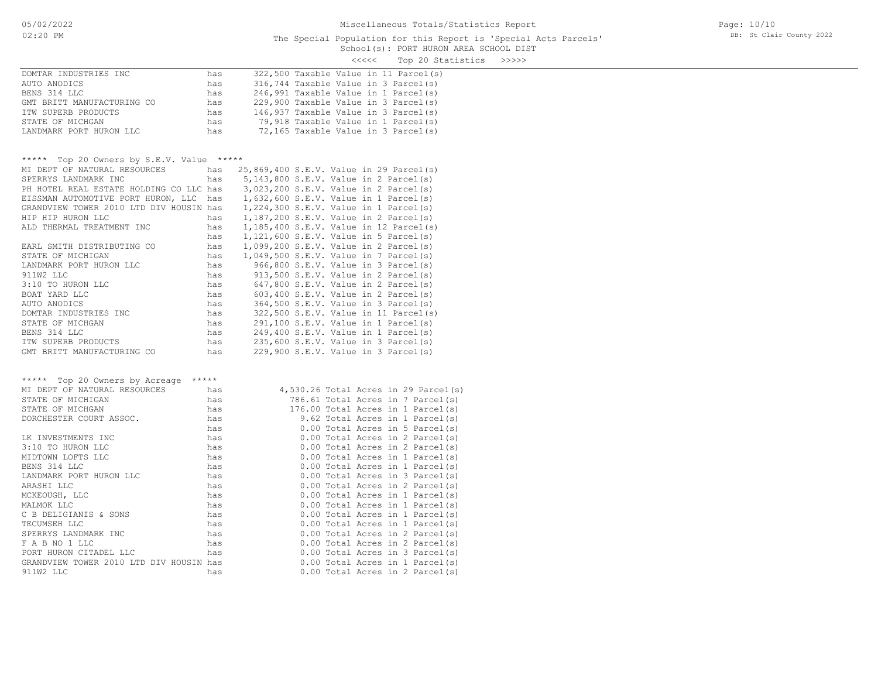Miscellaneous Totals/Statistics Report

The Special Population for this Report is 'Special Acts Parcels'

School(s): PORT HURON AREA SCHOOL DIST

<<<<< Top 20 Statistics >>>>>

| | | |
|---|---|---|
| DOMTAR INDUSTRIES INC | has | 322,500 Taxable Value in 11 Parcel(s) |
| AUTO ANODICS | has | 316,744 Taxable Value in 3 Parcel(s) |
| BENS 314 LLC | has | 246,991 Taxable Value in 1 Parcel(s) |
| GMT BRITT MANUFACTURING CO | has | 229,900 Taxable Value in 3 Parcel(s) |
| ITW SUPERB PRODUCTS | has | 146,937 Taxable Value in 3 Parcel(s) |
| STATE OF MICHGAN | has | 79,918 Taxable Value in 1 Parcel(s) |
| LANDMARK PORT HURON LLC | has | 72,165 Taxable Value in 3 Parcel(s) |

***** Top 20 Owners by S.E.V. Value *****

| | | |
|---|---|---|
| MI DEPT OF NATURAL RESOURCES | has | 25,869,400 S.E.V. Value in 29 Parcel(s) |
| SPERRYS LANDMARK INC | has | 5,143,800 S.E.V. Value in 2 Parcel(s) |
| PH HOTEL REAL ESTATE HOLDING CO LLC | has | 3,023,200 S.E.V. Value in 2 Parcel(s) |
| EISSMAN AUTOMOTIVE PORT HURON, LLC | has | 1,632,600 S.E.V. Value in 1 Parcel(s) |
| GRANDVIEW TOWER 2010 LTD DIV HOUSIN | has | 1,224,300 S.E.V. Value in 1 Parcel(s) |
| HIP HIP HURON LLC | has | 1,187,200 S.E.V. Value in 2 Parcel(s) |
| ALD THERMAL TREATMENT INC | has | 1,185,400 S.E.V. Value in 12 Parcel(s) |
| | has | 1,121,600 S.E.V. Value in 5 Parcel(s) |
| EARL SMITH DISTRIBUTING CO | has | 1,099,200 S.E.V. Value in 2 Parcel(s) |
| STATE OF MICHIGAN | has | 1,049,500 S.E.V. Value in 7 Parcel(s) |
| LANDMARK PORT HURON LLC | has | 966,800 S.E.V. Value in 3 Parcel(s) |
| 911W2 LLC | has | 913,500 S.E.V. Value in 2 Parcel(s) |
| 3:10 TO HURON LLC | has | 647,800 S.E.V. Value in 2 Parcel(s) |
| BOAT YARD LLC | has | 603,400 S.E.V. Value in 2 Parcel(s) |
| AUTO ANODICS | has | 364,500 S.E.V. Value in 3 Parcel(s) |
| DOMTAR INDUSTRIES INC | has | 322,500 S.E.V. Value in 11 Parcel(s) |
| STATE OF MICHGAN | has | 291,100 S.E.V. Value in 1 Parcel(s) |
| BENS 314 LLC | has | 249,400 S.E.V. Value in 1 Parcel(s) |
| ITW SUPERB PRODUCTS | has | 235,600 S.E.V. Value in 3 Parcel(s) |
| GMT BRITT MANUFACTURING CO | has | 229,900 S.E.V. Value in 3 Parcel(s) |

***** Top 20 Owners by Acreage *****

| | | |
|---|---|---|
| MI DEPT OF NATURAL RESOURCES | has | 4,530.26 Total Acres in 29 Parcel(s) |
| STATE OF MICHIGAN | has | 786.61 Total Acres in 7 Parcel(s) |
| STATE OF MICHGAN | has | 176.00 Total Acres in 1 Parcel(s) |
| DORCHESTER COURT ASSOC. | has | 9.62 Total Acres in 1 Parcel(s) |
| | has | 0.00 Total Acres in 5 Parcel(s) |
| LK INVESTMENTS INC | has | 0.00 Total Acres in 2 Parcel(s) |
| 3:10 TO HURON LLC | has | 0.00 Total Acres in 2 Parcel(s) |
| MIDTOWN LOFTS LLC | has | 0.00 Total Acres in 1 Parcel(s) |
| BENS 314 LLC | has | 0.00 Total Acres in 1 Parcel(s) |
| LANDMARK PORT HURON LLC | has | 0.00 Total Acres in 3 Parcel(s) |
| ARASHI LLC | has | 0.00 Total Acres in 2 Parcel(s) |
| MCKEOUGH, LLC | has | 0.00 Total Acres in 1 Parcel(s) |
| MALMOK LLC | has | 0.00 Total Acres in 1 Parcel(s) |
| C B DELIGIANIS & SONS | has | 0.00 Total Acres in 1 Parcel(s) |
| TECUMSEH LLC | has | 0.00 Total Acres in 1 Parcel(s) |
| SPERRYS LANDMARK INC | has | 0.00 Total Acres in 2 Parcel(s) |
| F A B NO 1 LLC | has | 0.00 Total Acres in 2 Parcel(s) |
| PORT HURON CITADEL LLC | has | 0.00 Total Acres in 3 Parcel(s) |
| GRANDVIEW TOWER 2010 LTD DIV HOUSIN | has | 0.00 Total Acres in 1 Parcel(s) |
| 911W2 LLC | has | 0.00 Total Acres in 2 Parcel(s) |